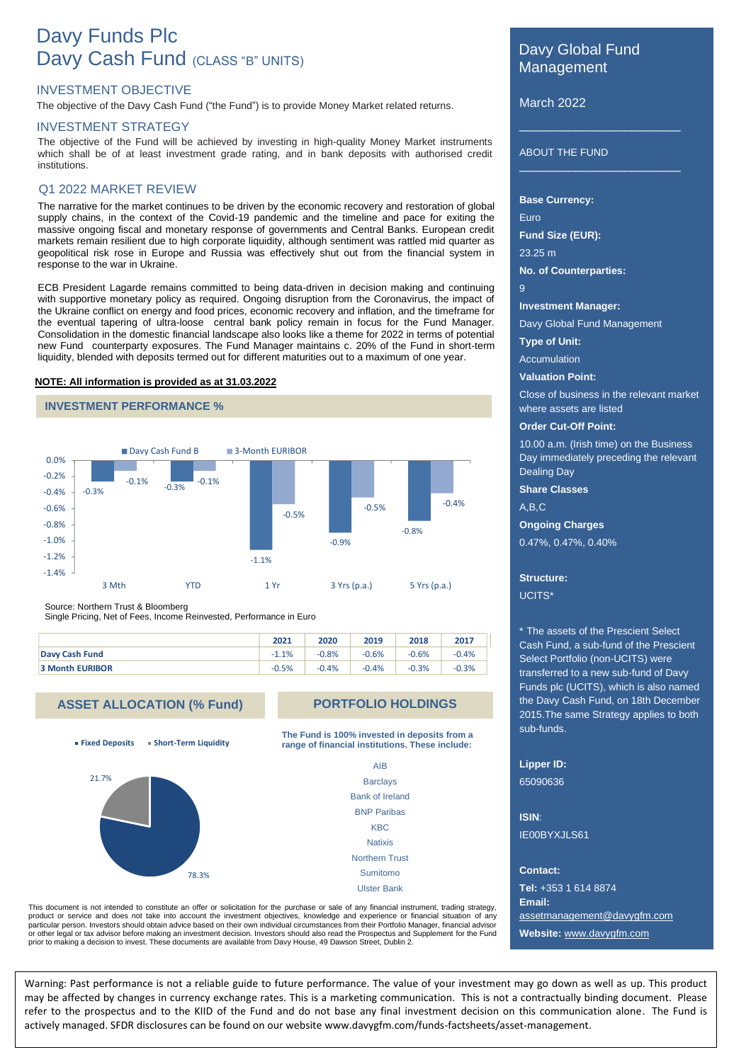# Davy Funds Plc
# Davy Cash Fund (CLASS "B" UNITS)

## INVESTMENT OBJECTIVE

The objective of the Davy Cash Fund ("the Fund") is to provide Money Market related returns.

## INVESTMENT STRATEGY

The objective of the Fund will be achieved by investing in high-quality Money Market instruments which shall be of at least investment grade rating, and in bank deposits with authorised credit institutions.

## Q1 2022 MARKET REVIEW

The narrative for the market continues to be driven by the economic recovery and restoration of global supply chains, in the context of the Covid-19 pandemic and the timeline and pace for exiting the massive ongoing fiscal and monetary response of governments and Central Banks. European credit markets remain resilient due to high corporate liquidity, although sentiment was rattled mid quarter as geopolitical risk rose in Europe and Russia was effectively shut out from the financial system in response to the war in Ukraine.

ECB President Lagarde remains committed to being data-driven in decision making and continuing with supportive monetary policy as required. Ongoing disruption from the Coronavirus, the impact of the Ukraine conflict on energy and food prices, economic recovery and inflation, and the timeframe for the eventual tapering of ultra-loose central bank policy remain in focus for the Fund Manager. Consolidation in the domestic financial landscape also looks like a theme for 2022 in terms of potential new Fund counterparty exposures. The Fund Manager maintains c. 20% of the Fund in short-term liquidity, blended with deposits termed out for different maturities out to a maximum of one year.

**NOTE: All information is provided as at 31.03.2022**

## INVESTMENT PERFORMANCE %

| | 3 Mth | YTD | 1 Yr | 3 Yrs (p.a.) | 5 Yrs (p.a.) |
|---|---|---|---|---|---|
| Davy Cash Fund B | -0.3% | -0.3% | -1.1% | -0.9% | -0.8% |
| 3-Month EURIBOR | -0.1% | -0.1% | -0.5% | -0.5% | -0.4% |

Source: Northern Trust & Bloomberg
Single Pricing, Net of Fees, Income Reinvested, Performance in Euro

| | 2021 | 2020 | 2019 | 2018 | 2017 |
|---|---|---|---|---|---|
| **Davy Cash Fund** | -1.1% | -0.8% | -0.6% | -0.6% | -0.4% |
| **3 Month EURIBOR** | -0.5% | -0.4% | -0.4% | -0.3% | -0.3% |

## ASSET ALLOCATION (% Fund)

- Fixed Deposits: 78.3%
- Short-Term Liquidity: 21.7%

## PORTFOLIO HOLDINGS

**The Fund is 100% invested in deposits from a range of financial institutions. These include:**

- AIB
- Barclays
- Bank of Ireland
- BNP Paribas
- KBC
- Natixis
- Northern Trust
- Sumitomo
- Ulster Bank

This document is not intended to constitute an offer or solicitation for the purchase or sale of any financial instrument, trading strategy, product or service and does not take into account the investment objectives, knowledge and experience or financial situation of any particular person. Investors should obtain advice based on their own individual circumstances from their Portfolio Manager, financial advisor or other legal or tax advisor before making an investment decision. Investors should also read the Prospectus and Supplement for the Fund prior to making a decision to invest. These documents are available from Davy House, 49 Dawson Street, Dublin 2.

## Davy Global Fund Management

March 2022

### ABOUT THE FUND

**Base Currency:**
Euro

**Fund Size (EUR):**
23.25 m

**No. of Counterparties:**
9

**Investment Manager:**
Davy Global Fund Management

**Type of Unit:**
Accumulation

**Valuation Point:**
Close of business in the relevant market where assets are listed

**Order Cut-Off Point:**
10.00 a.m. (Irish time) on the Business Day immediately preceding the relevant Dealing Day

**Share Classes**
A,B,C

**Ongoing Charges**
0.47%, 0.47%, 0.40%

**Structure:**
UCITS*

* The assets of the Prescient Select Cash Fund, a sub-fund of the Prescient Select Portfolio (non-UCITS) were transferred to a new sub-fund of Davy Funds plc (UCITS), which is also named the Davy Cash Fund, on 18th December 2015.The same Strategy applies to both sub-funds.

**Lipper ID:**
65090636

**ISIN**:
IE00BYXJLS61

**Contact:**
**Tel:** +353 1 614 8874
**Email:**
assetmanagement@davygfm.com
**Website:** www.davygfm.com

Warning: Past performance is not a reliable guide to future performance. The value of your investment may go down as well as up. This product may be affected by changes in currency exchange rates. This is a marketing communication. This is not a contractually binding document. Please refer to the prospectus and to the KIID of the Fund and do not base any final investment decision on this communication alone. The Fund is actively managed. SFDR disclosures can be found on our website www.davygfm.com/funds-factsheets/asset-management.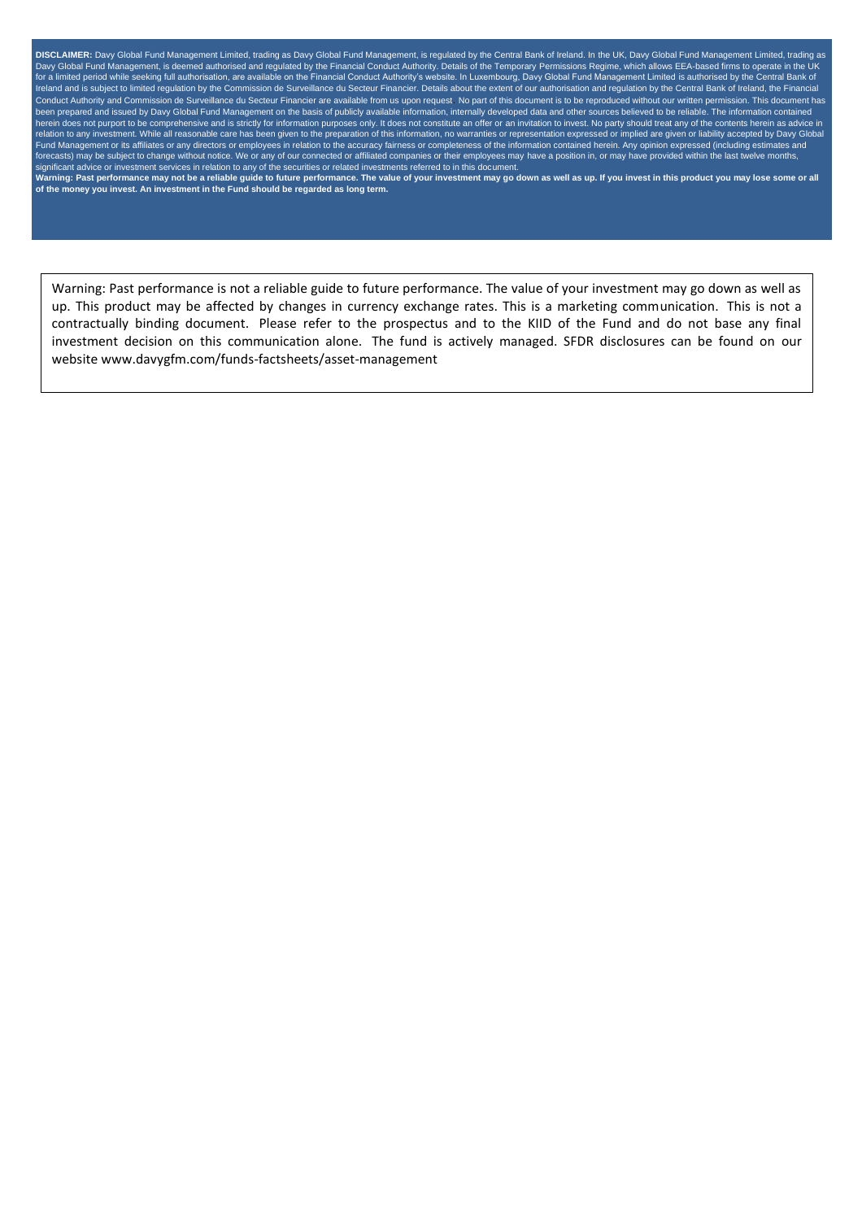**DISCLAIMER:** Davy Global Fund Management Limited, trading as Davy Global Fund Management, is regulated by the Central Bank of Ireland. In the UK, Davy Global Fund Management Limited, trading as Davy Global Fund Management, is deemed authorised and regulated by the Financial Conduct Authority. Details of the Temporary Permissions Regime, which allows EEA-based firms to operate in the UK for a limited period while seeking full authorisation, are available on the Financial Conduct Authority's website. In Luxembourg, Davy Global Fund Management Limited is authorised by the Central Bank of Ireland and is subject to limited regulation by the Commission de Surveillance du Secteur Financier. Details about the extent of our authorisation and regulation by the Central Bank of Ireland, the Financial Conduct Authority and Commission de Surveillance du Secteur Financier are available from us upon request No part of this document is to be reproduced without our written permission. This document has been prepared and issued by Davy Global Fund Management on the basis of publicly available information, internally developed data and other sources believed to be reliable. The information contained herein does not purport to be comprehensive and is strictly for information purposes only. It does not constitute an offer or an invitation to invest. No party should treat any of the contents herein as advice in relation to any investment. While all reasonable care has been given to the preparation of this information, no warranties or representation expressed or implied are given or liability accepted by Davy Global Fund Management or its affiliates or any directors or employees in relation to the accuracy fairness or completeness of the information contained herein. Any opinion expressed (including estimates and forecasts) may be subject to change without notice. We or any of our connected or affiliated companies or their employees may have a position in, or may have provided within the last twelve months, significant advice or investment services in relation to any of the securities or related investments referred to in this document.

**Warning: Past performance may not be a reliable guide to future performance. The value of your investment may go down as well as up. If you invest in this product you may lose some or all of the money you invest. An investment in the Fund should be regarded as long term.**

Warning: Past performance is not a reliable guide to future performance. The value of your investment may go down as well as up. This product may be affected by changes in currency exchange rates. This is a marketing communication. This is not a contractually binding document. Please refer to the prospectus and to the KIID of the Fund and do not base any final investment decision on this communication alone. The fund is actively managed. SFDR disclosures can be found on our website www.davygfm.com/funds-factsheets/asset-management